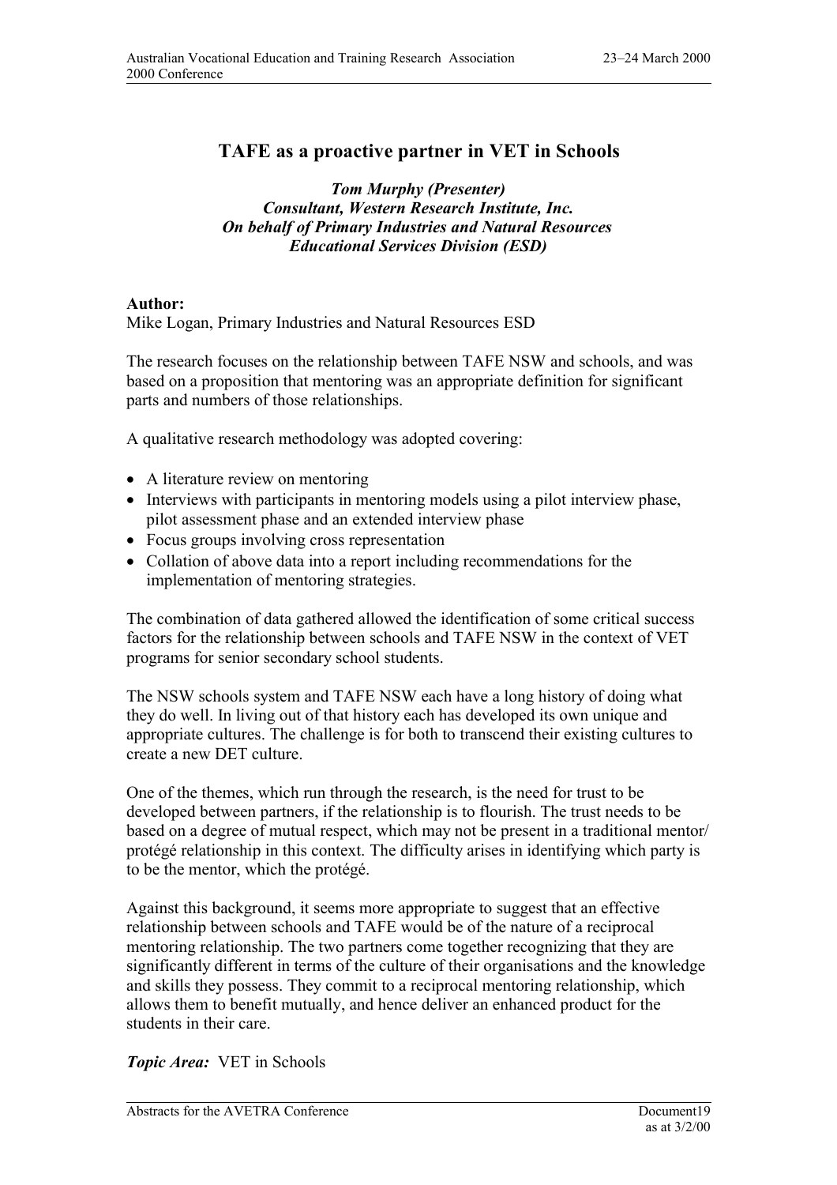# TAFE as a proactive partner in VET in Schools

***Tom Murphy (Presenter)***
***Consultant, Western Research Institute, Inc.***
***On behalf of Primary Industries and Natural Resources***
***Educational Services Division (ESD)***

**Author:**
Mike Logan, Primary Industries and Natural Resources ESD

The research focuses on the relationship between TAFE NSW and schools, and was based on a proposition that mentoring was an appropriate definition for significant parts and numbers of those relationships.

A qualitative research methodology was adopted covering:

- A literature review on mentoring
- Interviews with participants in mentoring models using a pilot interview phase, pilot assessment phase and an extended interview phase
- Focus groups involving cross representation
- Collation of above data into a report including recommendations for the implementation of mentoring strategies.

The combination of data gathered allowed the identification of some critical success factors for the relationship between schools and TAFE NSW in the context of VET programs for senior secondary school students.

The NSW schools system and TAFE NSW each have a long history of doing what they do well. In living out of that history each has developed its own unique and appropriate cultures. The challenge is for both to transcend their existing cultures to create a new DET culture.

One of the themes, which run through the research, is the need for trust to be developed between partners, if the relationship is to flourish. The trust needs to be based on a degree of mutual respect, which may not be present in a traditional mentor/ protégé relationship in this context. The difficulty arises in identifying which party is to be the mentor, which the protégé.

Against this background, it seems more appropriate to suggest that an effective relationship between schools and TAFE would be of the nature of a reciprocal mentoring relationship. The two partners come together recognizing that they are significantly different in terms of the culture of their organisations and the knowledge and skills they possess. They commit to a reciprocal mentoring relationship, which allows them to benefit mutually, and hence deliver an enhanced product for the students in their care.

***Topic Area:*** VET in Schools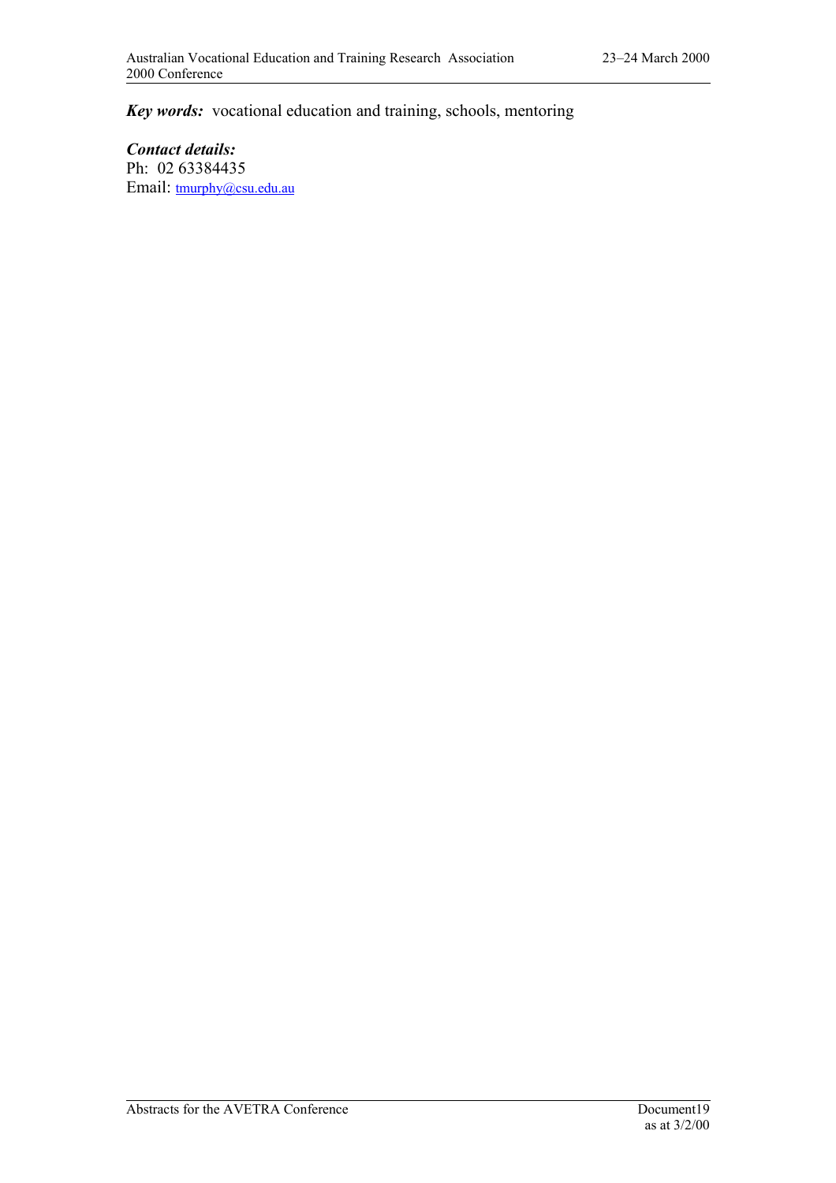***Key words:*** vocational education and training, schools, mentoring

***Contact details:***
Ph: 02 63384435
Email: tmurphy@csu.edu.au